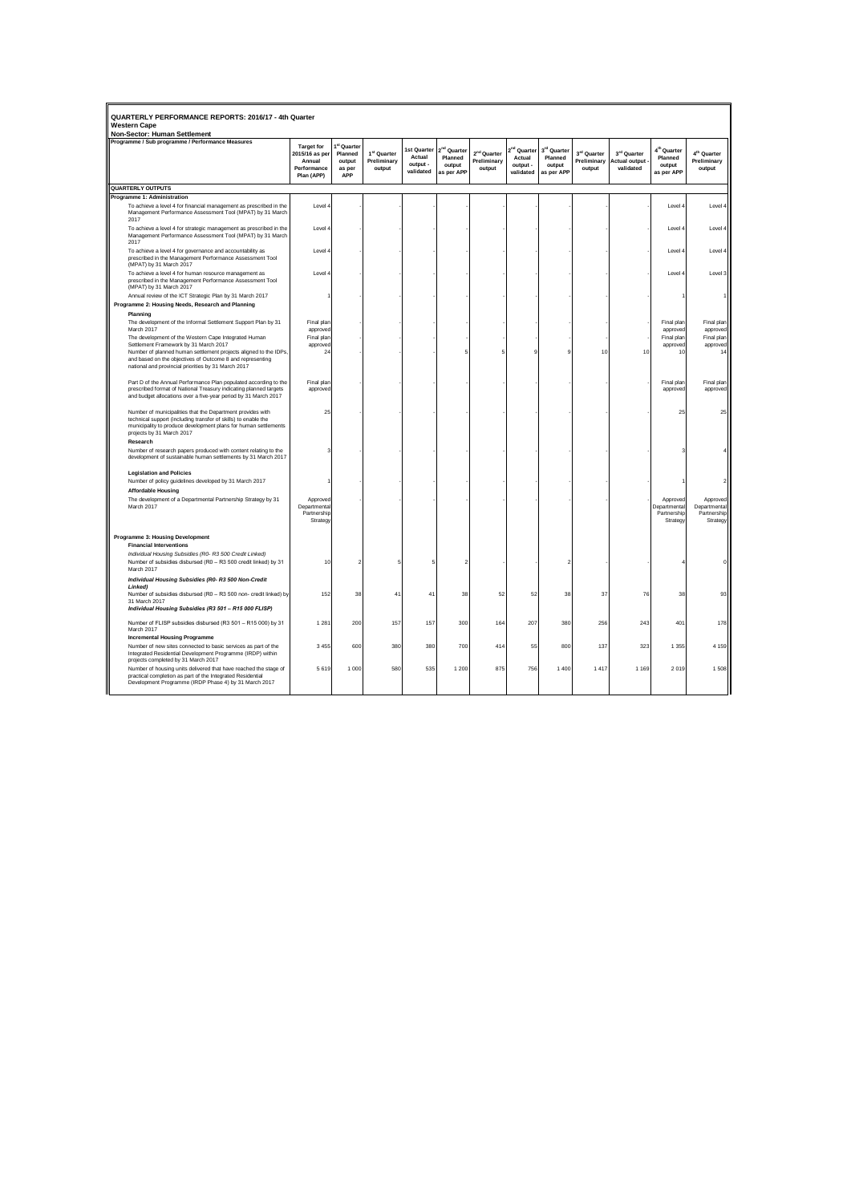**QUARTERLY PERFORMANCE REPORTS: 2016/17 - 4th Quarter**
**Western Cape**
**Non-Sector: Human Settlement**

| Programme / Sub programme / Performance Measures | Target for 2015/16 as per Annual Performance Plan (APP) | 1st Quarter Planned output as per APP | 1st Quarter Preliminary output | 1st Quarter Actual output - validated | 2nd Quarter Planned output as per APP | 2nd Quarter Preliminary output | 2nd Quarter Actual output - validated | 3rd Quarter Planned output as per APP | 3rd Quarter Preliminary output | 3rd Quarter Actual output - validated | 4th Quarter Planned output as per APP | 4th Quarter Preliminary output |
|---|---|---|---|---|---|---|---|---|---|---|---|---|
| **QUARTERLY OUTPUTS** | | | | | | | | | | | | |
| **Programme 1: Administration** | | | | | | | | | | | | |
| To achieve a level 4 for financial management as prescribed in the Management Performance Assessment Tool (MPAT) by 31 March 2017 | Level 4 | - | - | - | - | - | - | - | - | - | Level 4 | Level 4 |
| To achieve a level 4 for strategic management as prescribed in the Management Performance Assessment Tool (MPAT) by 31 March 2017 | Level 4 | - | - | - | - | - | - | - | - | - | Level 4 | Level 4 |
| To achieve a level 4 for governance and accountability as prescribed in the Management Performance Assessment Tool (MPAT) by 31 March 2017 | Level 4 | - | - | - | - | - | - | - | - | - | Level 4 | Level 4 |
| To achieve a level 4 for human resource management as prescribed in the Management Performance Assessment Tool (MPAT) by 31 March 2017 | Level 4 | - | - | - | - | - | - | - | - | - | Level 4 | Level 3 |
| Annual review of the ICT Strategic Plan by 31 March 2017 | 1 | - | - | - | - | - | - | - | - | - | 1 | 1 |
| **Programme 2: Housing Needs, Research and Planning** | | | | | | | | | | | | |
| **Planning** | | | | | | | | | | | | |
| The development of the Informal Settlement Support Plan by 31 March 2017 | Final plan approved | - | - | - | - | - | - | - | - | - | Final plan approved | Final plan approved |
| The development of the Western Cape Integrated Human Settlement Framework by 31 March 2017 | Final plan approved | - | - | - | - | - | - | - | - | - | Final plan approved | Final plan approved |
| Number of planned human settlement projects aligned to the IDPs, and based on the objectives of Outcome 8 and representing national and provincial priorities by 31 March 2017 | 24 | - | - | - | 5 | 5 | 9 | 9 | 10 | 10 | 10 | 14 |
| Part D of the Annual Performance Plan populated according to the prescribed format of National Treasury indicating planned targets and budget allocations over a five-year period by 31 March 2017 | Final plan approved | - | - | - | - | - | - | - | - | - | Final plan approved | Final plan approved |
| Number of municipalities that the Department provides with technical support (including transfer of skills) to enable the municipality to produce development plans for human settlements projects by 31 March 2017 | 25 | - | - | - | - | - | - | - | - | - | 25 | 25 |
| **Research** | | | | | | | | | | | | |
| Number of research papers produced with content relating to the development of sustainable human settlements by 31 March 2017 | 3 | - | - | - | - | - | - | - | - | - | 3 | 4 |
| **Legislation and Policies** | | | | | | | | | | | | |
| Number of policy guidelines developed by 31 March 2017 | 1 | - | - | - | - | - | - | - | - | - | 1 | 2 |
| **Affordable Housing** | | | | | | | | | | | | |
| The development of a Departmental Partnership Strategy by 31 March 2017 | Approved Departmental Partnership Strategy | - | - | - | - | - | - | - | - | - | Approved Departmental Partnership Strategy | Approved Departmental Partnership Strategy |
| **Programme 3: Housing Development** | | | | | | | | | | | | |
| **Financial Interventions** | | | | | | | | | | | | |
| *Individual Housing Subsidies (R0- R3 500 Credit Linked)* | | | | | | | | | | | | |
| Number of subsidies disbursed (R0 – R3 500 credit linked) by 31 March 2017 | 10 | 2 | 5 | 5 | 2 | - | - | 2 | - | - | 4 | 0 |
| ***Individual Housing Subsidies (R0- R3 500 Non-Credit Linked)*** | | | | | | | | | | | | |
| Number of subsidies disbursed (R0 – R3 500 non- credit linked) by 31 March 2017 | 152 | 38 | 41 | 41 | 38 | 52 | 52 | 38 | 37 | 76 | 38 | 93 |
| ***Individual Housing Subsidies (R3 501 – R15 000 FLISP)*** | | | | | | | | | | | | |
| Number of FLISP subsidies disbursed (R3 501 – R15 000) by 31 March 2017 | 1 281 | 200 | 157 | 157 | 300 | 164 | 207 | 380 | 256 | 243 | 401 | 178 |
| **Incremental Housing Programme** | | | | | | | | | | | | |
| Number of new sites connected to basic services as part of the Integrated Residential Development Programme (IRDP) within projects completed by 31 March 2017 | 3 455 | 600 | 380 | 380 | 700 | 414 | 55 | 800 | 137 | 323 | 1 355 | 4 159 |
| Number of housing units delivered that have reached the stage of practical completion as part of the Integrated Residential Development Programme (IRDP Phase 4) by 31 March 2017 | 5 619 | 1 000 | 580 | 535 | 1 200 | 875 | 756 | 1 400 | 1 417 | 1 169 | 2 019 | 1 508 |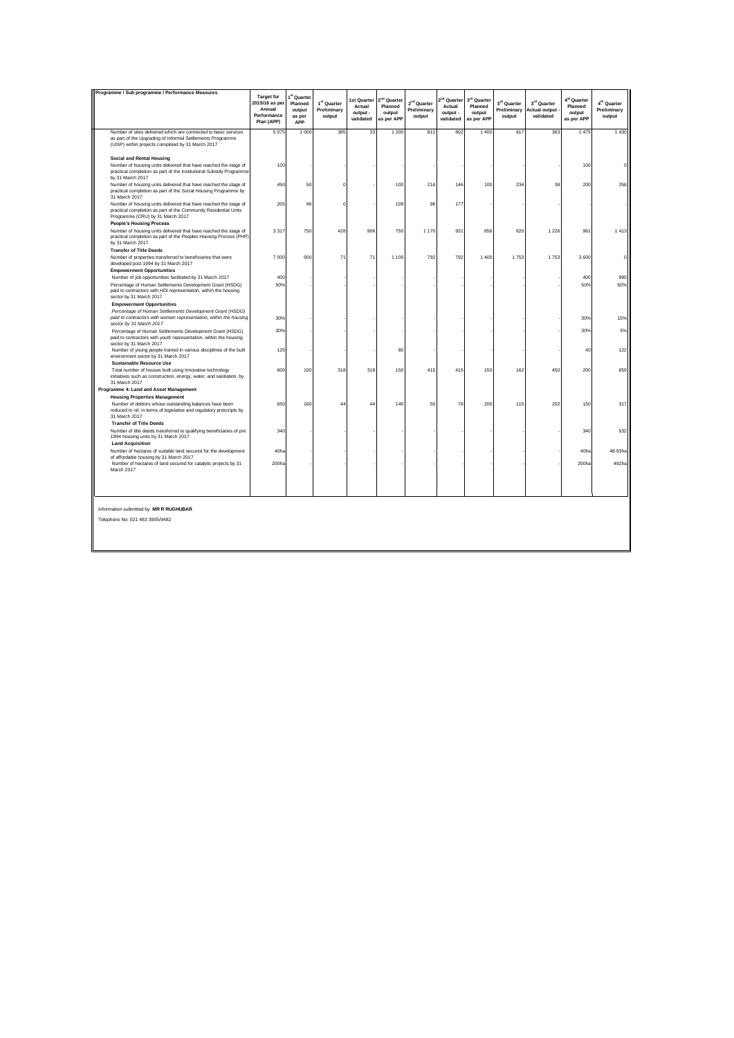| Programme / Sub programme / Performance Measures | Target for 2015/16 as per Annual Performance Plan (APP) | 1st Quarter Planned output as per APP | 1st Quarter Preliminary output | 1st Quarter Actual output - validated | 2nd Quarter Planned output as per APP | 2nd Quarter Preliminary output | 2nd Quarter Actual output - validated | 3rd Quarter Planned output as per APP | 3rd Quarter Preliminary output | 3rd Quarter Actual output - validated | 4th Quarter Planned output as per APP | 4th Quarter Preliminary output |
|---|---|---|---|---|---|---|---|---|---|---|---|---|
| Number of sites delivered which are connected to basic services as part of the Upgrading of Informal Settlements Programme (UISP) within projects completed by 31 March 2017 | 5 075 | 1 000 | 385 | 33 | 1 200 | 811 | 802 | 1 400 | 817 | 363 | 1 475 | 1 430 |
| **Social and Rental Housing** | | | | | | | | | | | | |
| Number of housing units delivered that have reached the stage of practical completion as part of the Institutional Subsidy Programme by 31 March 2017 | 100 | - | - | - | - | - | - | - | - | - | 100 | 0 |
| Number of housing units delivered that have reached the stage of practical completion as part of the Social Housing Programme by 31 March 2017 | 450 | 50 | 0 | - | 100 | 216 | 146 | 100 | 234 | 38 | 200 | 258 |
| Number of housing units delivered that have reached the stage of practical completion as part of the Community Residential Units Programme (CRU) by 31 March 2017 | 205 | 96 | 0 | - | 109 | 96 | 177 | - | - | - | - | - |
| **People's Housing Process** | | | | | | | | | | | | |
| Number of housing units delivered that have reached the stage of practical completion as part of the Peoples Housing Process (PHP) by 31 March 2017 | 3 317 | 750 | 428 | 906 | 750 | 1 170 | 931 | 856 | 820 | 1 226 | 961 | 1 413 |
| **Transfer of Title Deeds** | | | | | | | | | | | | |
| Number of properties transferred to beneficiaries that were developed post 1994 by 31 March 2017 | 7 000 | 900 | 71 | 71 | 1 100 | 792 | 792 | 1 400 | 1 753 | 1 753 | 3 600 | 0 |
| **Empowerment Opportunities** | | | | | | | | | | | | |
| Number of job opportunities facilitated by 31 March 2017 | 400 | - | - | - | - | - | - | - | - | - | 400 | 990 |
| Percentage of Human Settlements Development Grant (HSDG) paid to contractors with HDI representation, within the housing sector by 31 March 2017 | 50% | - | - | - | - | - | - | - | - | - | 50% | 50% |
| **Empowerment Opportunities** | | | | | | | | | | | | |
| *Percentage of Human Settlements Development Grant (HSDG) paid to contractors with women representation, within the housing sector by 31 March 2017* | 30% | - | - | - | - | - | - | - | - | - | 30% | 15% |
| Percentage of Human Settlements Development Grant (HSDG) paid to contractors with youth representation, within the housing sector by 31 March 2017 | 30% | - | - | - | - | - | - | - | - | - | 30% | 3% |
| Number of young people trained in various disciplines of the built environment sector by 31 March 2017 | 120 | - | - | - | 80 | - | - | - | - | - | 40 | 122 |
| **Sustainable Resource Use** | | | | | | | | | | | | |
| Total number of houses built using innovative technology initiatives such as construction, energy, water, and sanitation, by 31 March 2017 | 600 | 100 | 318 | 318 | 150 | 415 | 415 | 150 | 162 | 450 | 200 | 659 |
| **Programme 4: Land and Asset Management** | | | | | | | | | | | | |
| **Housing Properties Management** | | | | | | | | | | | | |
| Number of debtors whose outstanding balances have been reduced to nil; in terms of legislative and regulatory prescripts by 31 March 2017 | 650 | 160 | 44 | 44 | 140 | 50 | 78 | 200 | 115 | 202 | 150 | 317 |
| **Transfer of Title Deeds** | | | | | | | | | | | | |
| Number of title deeds transferred to qualifying beneficiaries of pre 1994 housing units by 31 March 2017 | 340 | - | - | - | - | - | - | - | - | - | 340 | 532 |
| **Land Acquisition** | | | | | | | | | | | | |
| Number of hectares of suitable land secured for the development of affordable housing by 31 March 2017 | 40ha | - | - | - | - | - | - | - | - | - | 40ha | 48.93ha |
| Number of hectares of land secured for catalytic projects by 31 March 2017 | 200ha | - | - | - | - | - | - | - | - | - | 200ha | 492ha |

Information submitted by: **MR R RUGHUBAR**

Telephone No: 021 483 3905/9482